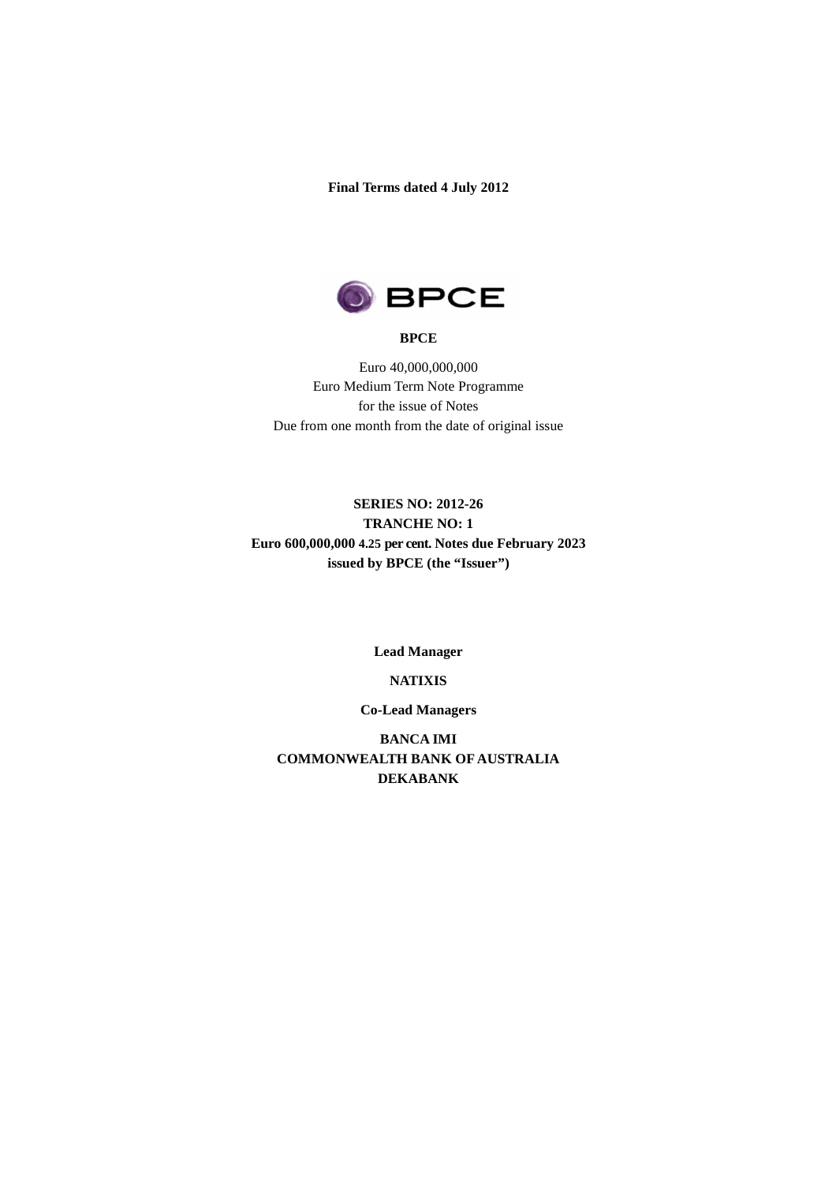**Final Terms dated 4 July 2012**

**BPCE**

Euro 40,000,000,000
Euro Medium Term Note Programme
for the issue of Notes
Due from one month from the date of original issue

**SERIES NO: 2012-26**
**TRANCHE NO: 1**
**Euro 600,000,000 4.25 per cent. Notes due February 2023**
**issued by BPCE (the "Issuer")**

**Lead Manager**

**NATIXIS**

**Co-Lead Managers**

**BANCA IMI**
**COMMONWEALTH BANK OF AUSTRALIA**
**DEKABANK**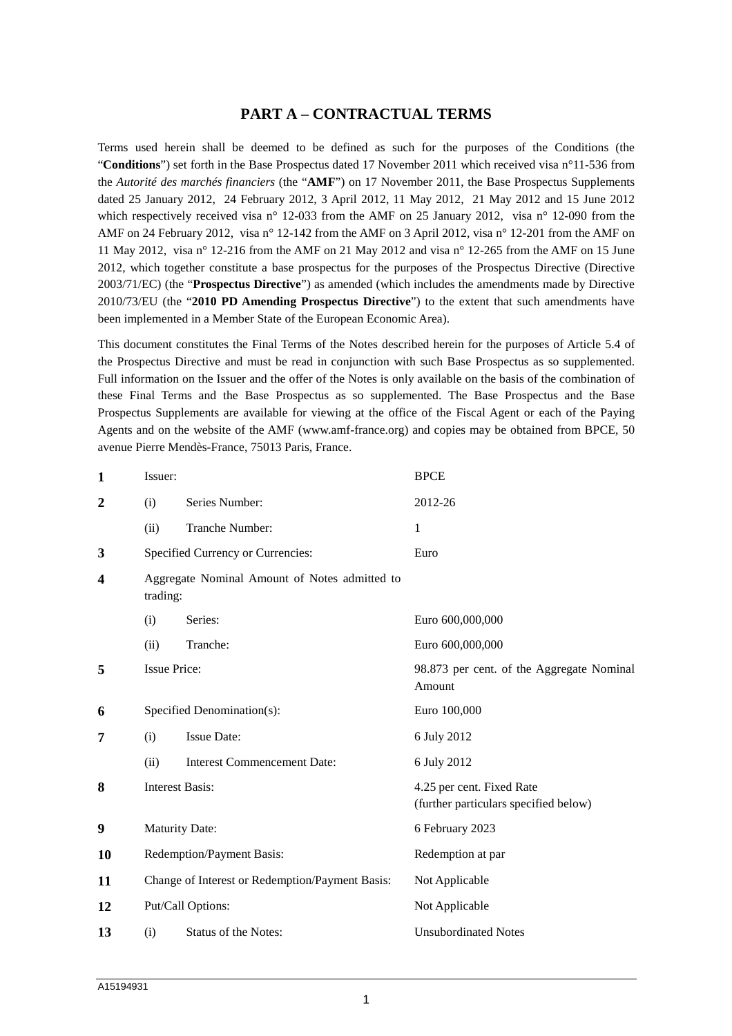# PART A – CONTRACTUAL TERMS

Terms used herein shall be deemed to be defined as such for the purposes of the Conditions (the "**Conditions**") set forth in the Base Prospectus dated 17 November 2011 which received visa n°11-536 from the *Autorité des marchés financiers* (the "**AMF**") on 17 November 2011, the Base Prospectus Supplements dated 25 January 2012, 24 February 2012, 3 April 2012, 11 May 2012, 21 May 2012 and 15 June 2012 which respectively received visa n° 12-033 from the AMF on 25 January 2012, visa n° 12-090 from the AMF on 24 February 2012, visa n° 12-142 from the AMF on 3 April 2012, visa n° 12-201 from the AMF on 11 May 2012, visa n° 12-216 from the AMF on 21 May 2012 and visa n° 12-265 from the AMF on 15 June 2012, which together constitute a base prospectus for the purposes of the Prospectus Directive (Directive 2003/71/EC) (the "**Prospectus Directive**") as amended (which includes the amendments made by Directive 2010/73/EU (the "**2010 PD Amending Prospectus Directive**") to the extent that such amendments have been implemented in a Member State of the European Economic Area).

This document constitutes the Final Terms of the Notes described herein for the purposes of Article 5.4 of the Prospectus Directive and must be read in conjunction with such Base Prospectus as so supplemented. Full information on the Issuer and the offer of the Notes is only available on the basis of the combination of these Final Terms and the Base Prospectus as so supplemented. The Base Prospectus and the Base Prospectus Supplements are available for viewing at the office of the Fiscal Agent or each of the Paying Agents and on the website of the AMF (www.amf-france.org) and copies may be obtained from BPCE, 50 avenue Pierre Mendès-France, 75013 Paris, France.

| | | | |
|---|---|---|---|
| **1** | Issuer: | | BPCE |
| **2** | (i) | Series Number: | 2012-26 |
| | (ii) | Tranche Number: | 1 |
| **3** | Specified Currency or Currencies: | | Euro |
| **4** | Aggregate Nominal Amount of Notes admitted to trading: | | |
| | (i) | Series: | Euro 600,000,000 |
| | (ii) | Tranche: | Euro 600,000,000 |
| **5** | Issue Price: | | 98.873 per cent. of the Aggregate Nominal Amount |
| **6** | Specified Denomination(s): | | Euro 100,000 |
| **7** | (i) | Issue Date: | 6 July 2012 |
| | (ii) | Interest Commencement Date: | 6 July 2012 |
| **8** | Interest Basis: | | 4.25 per cent. Fixed Rate (further particulars specified below) |
| **9** | Maturity Date: | | 6 February 2023 |
| **10** | Redemption/Payment Basis: | | Redemption at par |
| **11** | Change of Interest or Redemption/Payment Basis: | | Not Applicable |
| **12** | Put/Call Options: | | Not Applicable |
| **13** | (i) | Status of the Notes: | Unsubordinated Notes |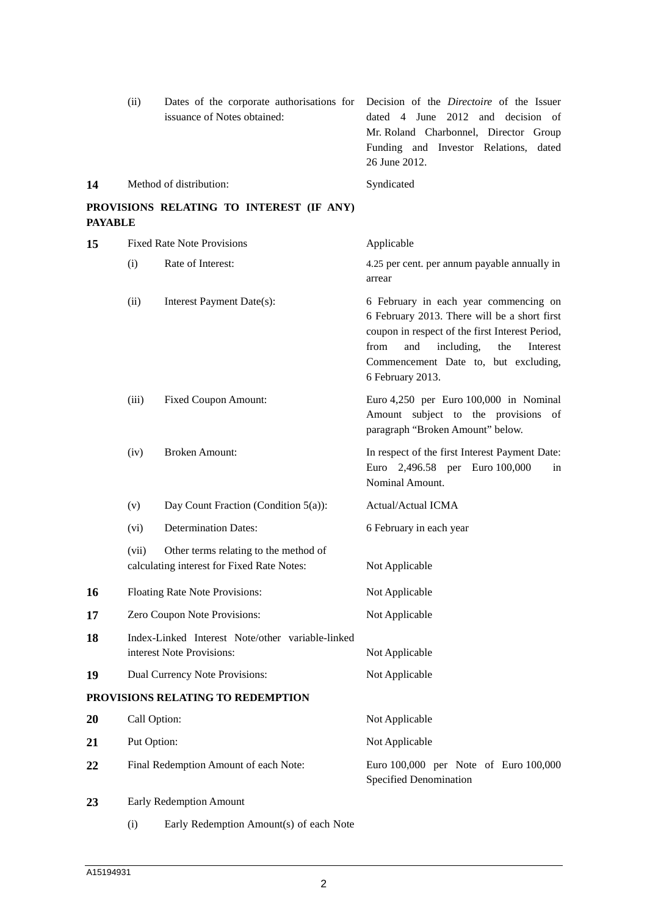| | | | |
|---|---|---|---|
| | (ii) | Dates of the corporate authorisations for issuance of Notes obtained: | Decision of the *Directoire* of the Issuer dated 4 June 2012 and decision of Mr. Roland Charbonnel, Director Group Funding and Investor Relations, dated 26 June 2012. |
| **14** | | Method of distribution: | Syndicated |

**PROVISIONS RELATING TO INTEREST (IF ANY) PAYABLE**

| | | | |
|---|---|---|---|
| **15** | | Fixed Rate Note Provisions | Applicable |
| | (i) | Rate of Interest: | 4.25 per cent. per annum payable annually in arrear |
| | (ii) | Interest Payment Date(s): | 6 February in each year commencing on 6 February 2013. There will be a short first coupon in respect of the first Interest Period, from and including, the Interest Commencement Date to, but excluding, 6 February 2013. |
| | (iii) | Fixed Coupon Amount: | Euro 4,250 per Euro 100,000 in Nominal Amount subject to the provisions of paragraph "Broken Amount" below. |
| | (iv) | Broken Amount: | In respect of the first Interest Payment Date: Euro 2,496.58 per Euro 100,000 in Nominal Amount. |
| | (v) | Day Count Fraction (Condition 5(a)): | Actual/Actual ICMA |
| | (vi) | Determination Dates: | 6 February in each year |
| | (vii) | Other terms relating to the method of calculating interest for Fixed Rate Notes: | Not Applicable |
| **16** | | Floating Rate Note Provisions: | Not Applicable |
| **17** | | Zero Coupon Note Provisions: | Not Applicable |
| **18** | | Index-Linked Interest Note/other variable-linked interest Note Provisions: | Not Applicable |
| **19** | | Dual Currency Note Provisions: | Not Applicable |

**PROVISIONS RELATING TO REDEMPTION**

| | | | |
|---|---|---|---|
| **20** | | Call Option: | Not Applicable |
| **21** | | Put Option: | Not Applicable |
| **22** | | Final Redemption Amount of each Note: | Euro 100,000 per Note of Euro 100,000 Specified Denomination |
| **23** | | Early Redemption Amount | |
| | (i) | Early Redemption Amount(s) of each Note | |

A15194931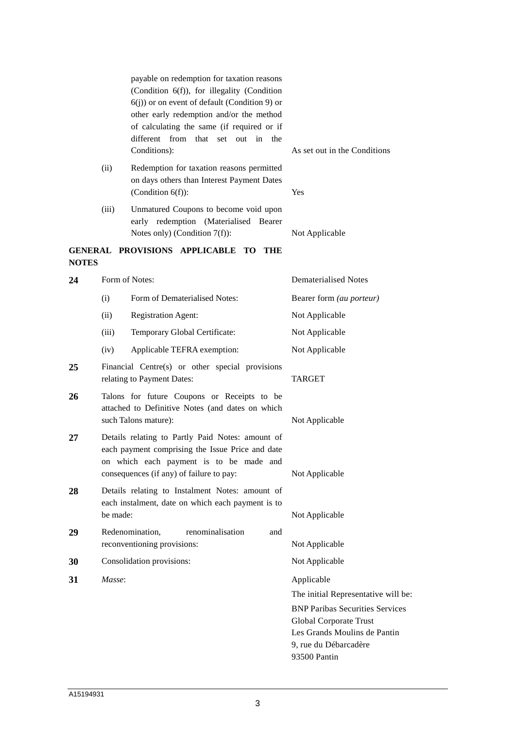| | | | |
|---|---|---|---|
| | | payable on redemption for taxation reasons (Condition 6(f)), for illegality (Condition 6(j)) or on event of default (Condition 9) or other early redemption and/or the method of calculating the same (if required or if different from that set out in the Conditions): | As set out in the Conditions |
| | (ii) | Redemption for taxation reasons permitted on days others than Interest Payment Dates (Condition 6(f)): | Yes |
| | (iii) | Unmatured Coupons to become void upon early redemption (Materialised Bearer Notes only) (Condition 7(f)): | Not Applicable |

**GENERAL PROVISIONS APPLICABLE TO THE NOTES**

| | | | |
|---|---|---|---|
| **24** | Form of Notes: | | Dematerialised Notes |
| | (i) | Form of Dematerialised Notes: | Bearer form *(au porteur)* |
| | (ii) | Registration Agent: | Not Applicable |
| | (iii) | Temporary Global Certificate: | Not Applicable |
| | (iv) | Applicable TEFRA exemption: | Not Applicable |
| **25** | Financial Centre(s) or other special provisions relating to Payment Dates: | | TARGET |
| **26** | Talons for future Coupons or Receipts to be attached to Definitive Notes (and dates on which such Talons mature): | | Not Applicable |
| **27** | Details relating to Partly Paid Notes: amount of each payment comprising the Issue Price and date on which each payment is to be made and consequences (if any) of failure to pay: | | Not Applicable |
| **28** | Details relating to Instalment Notes: amount of each instalment, date on which each payment is to be made: | | Not Applicable |
| **29** | Redenomination, renominalisation and reconventioning provisions: | | Not Applicable |
| **30** | Consolidation provisions: | | Not Applicable |
| **31** | *Masse*: | | Applicable<br>The initial Representative will be:<br>BNP Paribas Securities Services<br>Global Corporate Trust<br>Les Grands Moulins de Pantin<br>9, rue du Débarcadère<br>93500 Pantin |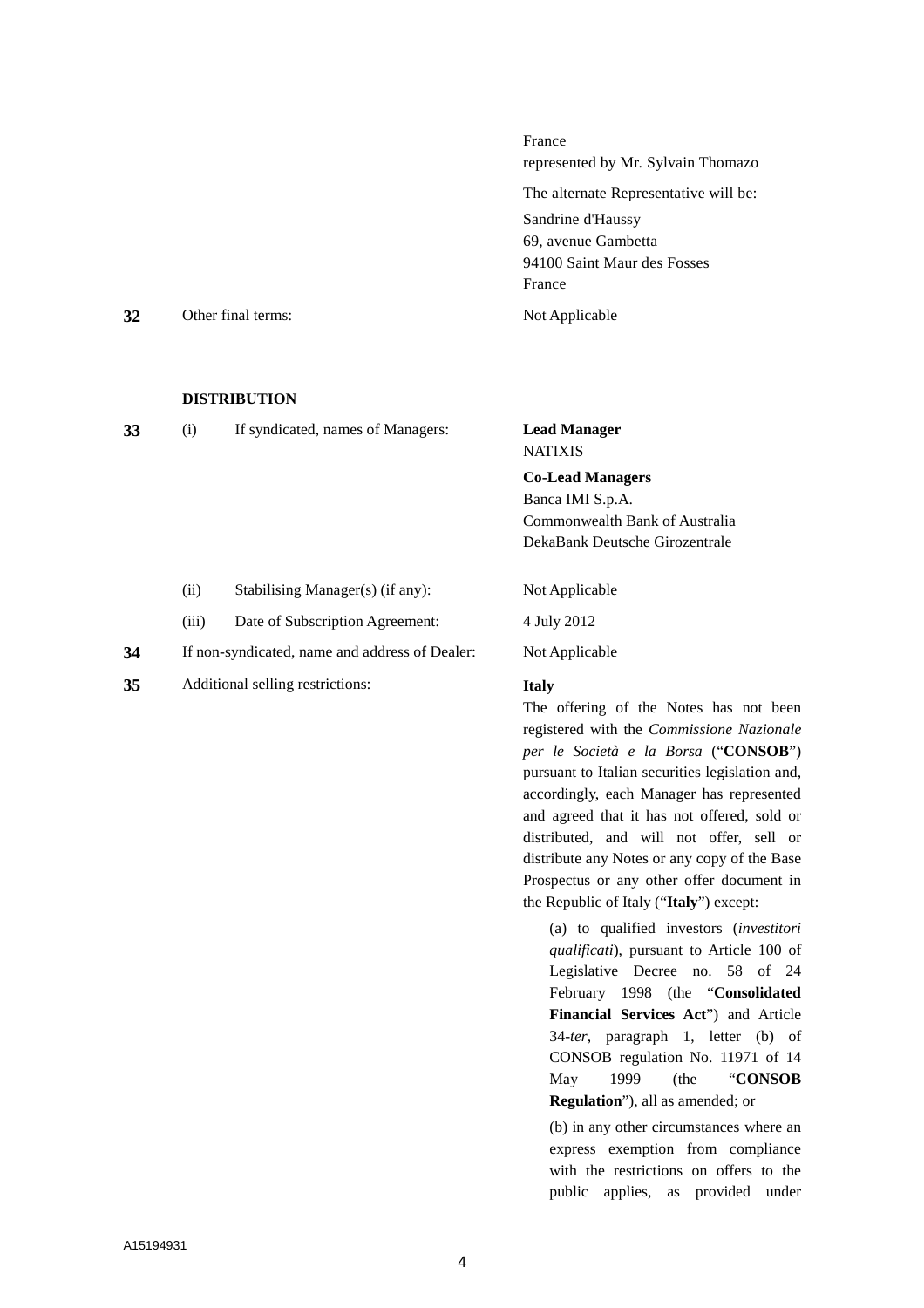| | | |
|---|---|---|
| | | France<br>represented by Mr. Sylvain Thomazo<br><br>The alternate Representative will be:<br><br>Sandrine d'Haussy<br>69, avenue Gambetta<br>94100 Saint Maur des Fosses<br>France |
| **32** | Other final terms: | Not Applicable |

**DISTRIBUTION**

| | | |
|---|---|---|
| **33** | (i) If syndicated, names of Managers: | **Lead Manager**<br>NATIXIS<br><br>**Co-Lead Managers**<br>Banca IMI S.p.A.<br>Commonwealth Bank of Australia<br>DekaBank Deutsche Girozentrale |
| | (ii) Stabilising Manager(s) (if any): | Not Applicable |
| | (iii) Date of Subscription Agreement: | 4 July 2012 |
| **34** | If non-syndicated, name and address of Dealer: | Not Applicable |
| **35** | Additional selling restrictions: | **Italy**<br>The offering of the Notes has not been registered with the *Commissione Nazionale per le Società e la Borsa* ("**CONSOB**") pursuant to Italian securities legislation and, accordingly, each Manager has represented and agreed that it has not offered, sold or distributed, and will not offer, sell or distribute any Notes or any copy of the Base Prospectus or any other offer document in the Republic of Italy ("**Italy**") except:<br><br>(a) to qualified investors (*investitori qualificati*), pursuant to Article 100 of Legislative Decree no. 58 of 24 February 1998 (the "**Consolidated Financial Services Act**") and Article 34-*ter*, paragraph 1, letter (b) of CONSOB regulation No. 11971 of 14 May 1999 (the "**CONSOB Regulation**"), all as amended; or<br><br>(b) in any other circumstances where an express exemption from compliance with the restrictions on offers to the public applies, as provided under |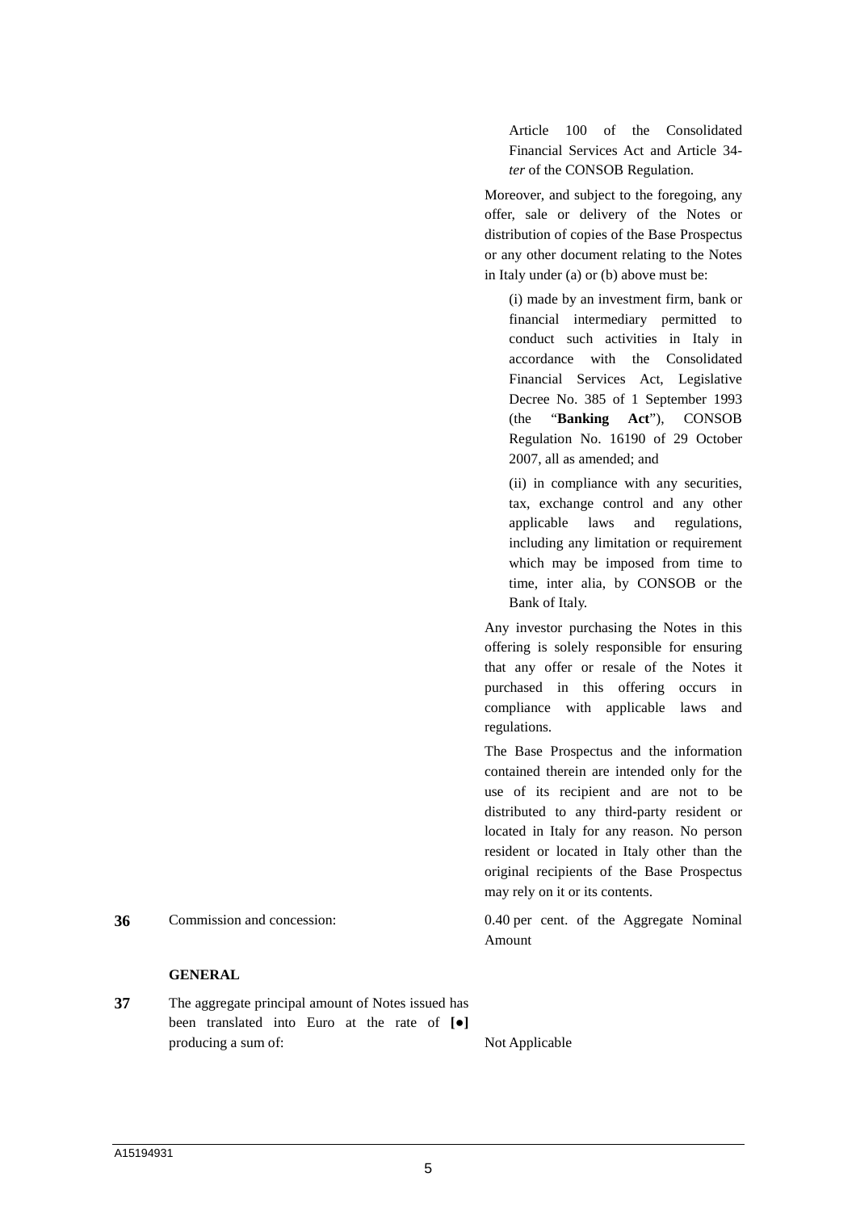Article 100 of the Consolidated Financial Services Act and Article 34-*ter* of the CONSOB Regulation.

Moreover, and subject to the foregoing, any offer, sale or delivery of the Notes or distribution of copies of the Base Prospectus or any other document relating to the Notes in Italy under (a) or (b) above must be:

(i) made by an investment firm, bank or financial intermediary permitted to conduct such activities in Italy in accordance with the Consolidated Financial Services Act, Legislative Decree No. 385 of 1 September 1993 (the "**Banking Act**"), CONSOB Regulation No. 16190 of 29 October 2007, all as amended; and

(ii) in compliance with any securities, tax, exchange control and any other applicable laws and regulations, including any limitation or requirement which may be imposed from time to time, inter alia, by CONSOB or the Bank of Italy.

Any investor purchasing the Notes in this offering is solely responsible for ensuring that any offer or resale of the Notes it purchased in this offering occurs in compliance with applicable laws and regulations.

The Base Prospectus and the information contained therein are intended only for the use of its recipient and are not to be distributed to any third-party resident or located in Italy for any reason. No person resident or located in Italy other than the original recipients of the Base Prospectus may rely on it or its contents.

| | | |
|---|---|---|
| **36** | Commission and concession: | 0.40 per cent. of the Aggregate Nominal Amount |

**GENERAL**

| | | |
|---|---|---|
| **37** | The aggregate principal amount of Notes issued has been translated into Euro at the rate of **[●]** producing a sum of: | Not Applicable |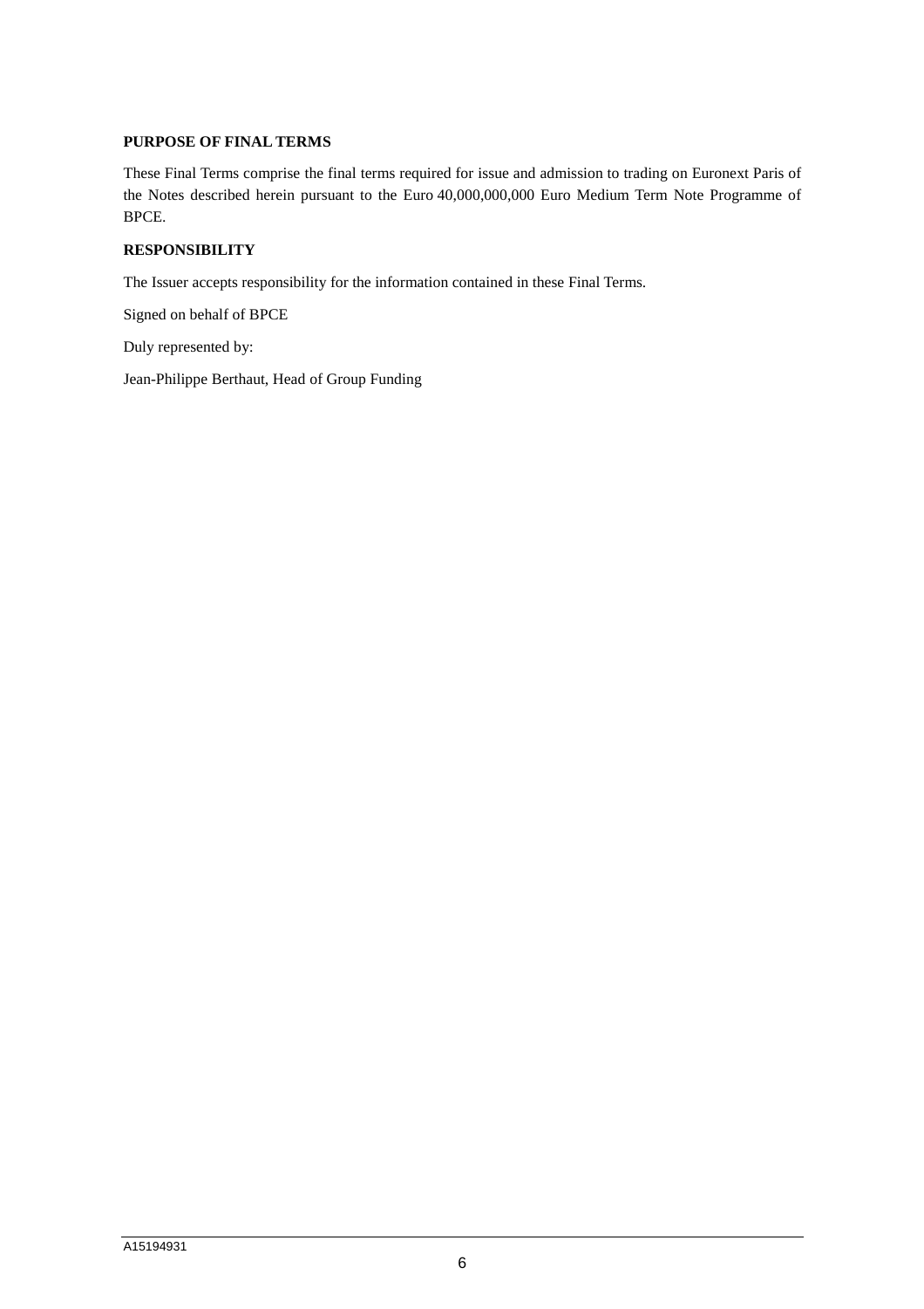**PURPOSE OF FINAL TERMS**

These Final Terms comprise the final terms required for issue and admission to trading on Euronext Paris of the Notes described herein pursuant to the Euro 40,000,000,000 Euro Medium Term Note Programme of BPCE.

**RESPONSIBILITY**

The Issuer accepts responsibility for the information contained in these Final Terms.

Signed on behalf of BPCE

Duly represented by:

Jean-Philippe Berthaut, Head of Group Funding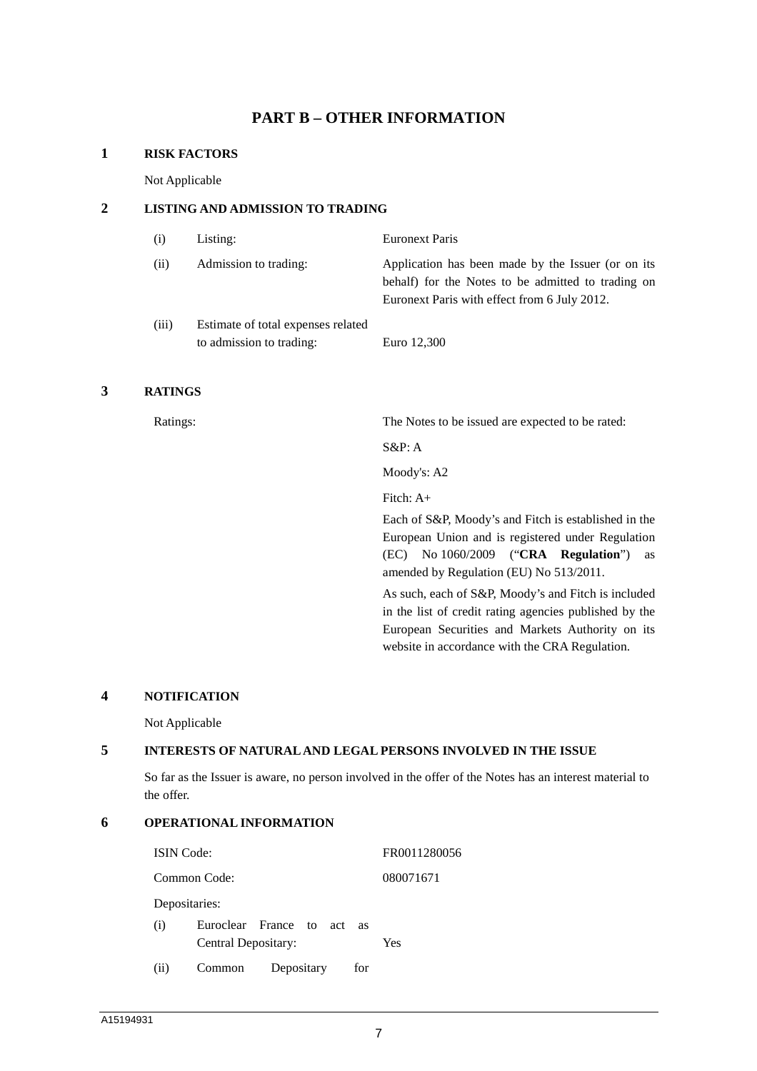# PART B – OTHER INFORMATION

## 1 RISK FACTORS

Not Applicable

## 2 LISTING AND ADMISSION TO TRADING

| | | |
|---|---|---|
| (i) | Listing: | Euronext Paris |
| (ii) | Admission to trading: | Application has been made by the Issuer (or on its behalf) for the Notes to be admitted to trading on Euronext Paris with effect from 6 July 2012. |
| (iii) | Estimate of total expenses related to admission to trading: | Euro 12,300 |

## 3 RATINGS

Ratings: The Notes to be issued are expected to be rated:

S&P: A

Moody's: A2

Fitch: A+

Each of S&P, Moody's and Fitch is established in the European Union and is registered under Regulation (EC) No 1060/2009 ("**CRA Regulation**") as amended by Regulation (EU) No 513/2011.

As such, each of S&P, Moody's and Fitch is included in the list of credit rating agencies published by the European Securities and Markets Authority on its website in accordance with the CRA Regulation.

## 4 NOTIFICATION

Not Applicable

## 5 INTERESTS OF NATURAL AND LEGAL PERSONS INVOLVED IN THE ISSUE

So far as the Issuer is aware, no person involved in the offer of the Notes has an interest material to the offer.

## 6 OPERATIONAL INFORMATION

| | |
|---|---|
| ISIN Code: | FR0011280056 |
| Common Code: | 080071671 |
| Depositaries: | |
| (i) Euroclear France to act as Central Depositary: | Yes |
| (ii) Common Depositary for | |

A15194931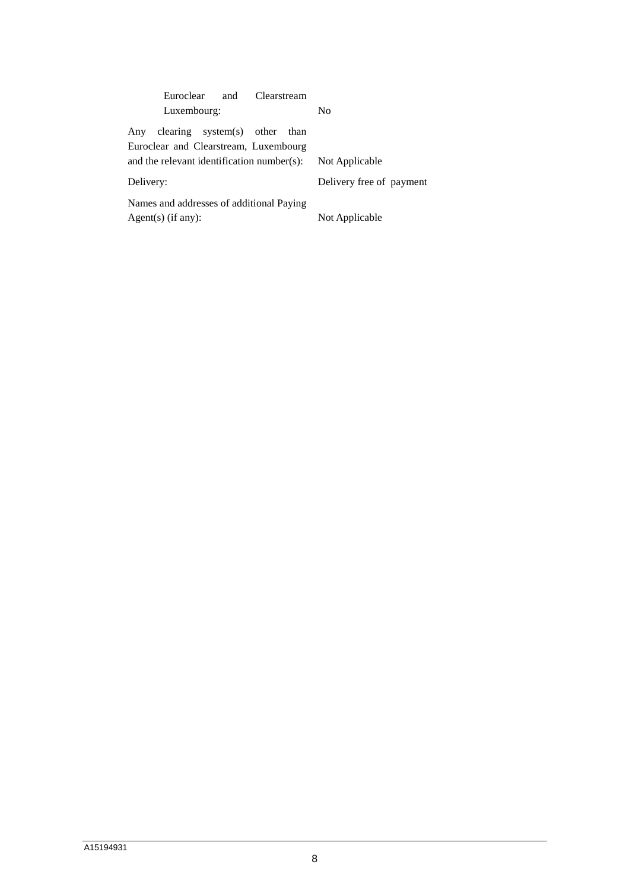| | |
|---|---|
| Euroclear and Clearstream Luxembourg: | No |
| Any clearing system(s) other than Euroclear and Clearstream, Luxembourg and the relevant identification number(s): | Not Applicable |
| Delivery: | Delivery free of payment |
| Names and addresses of additional Paying Agent(s) (if any): | Not Applicable |